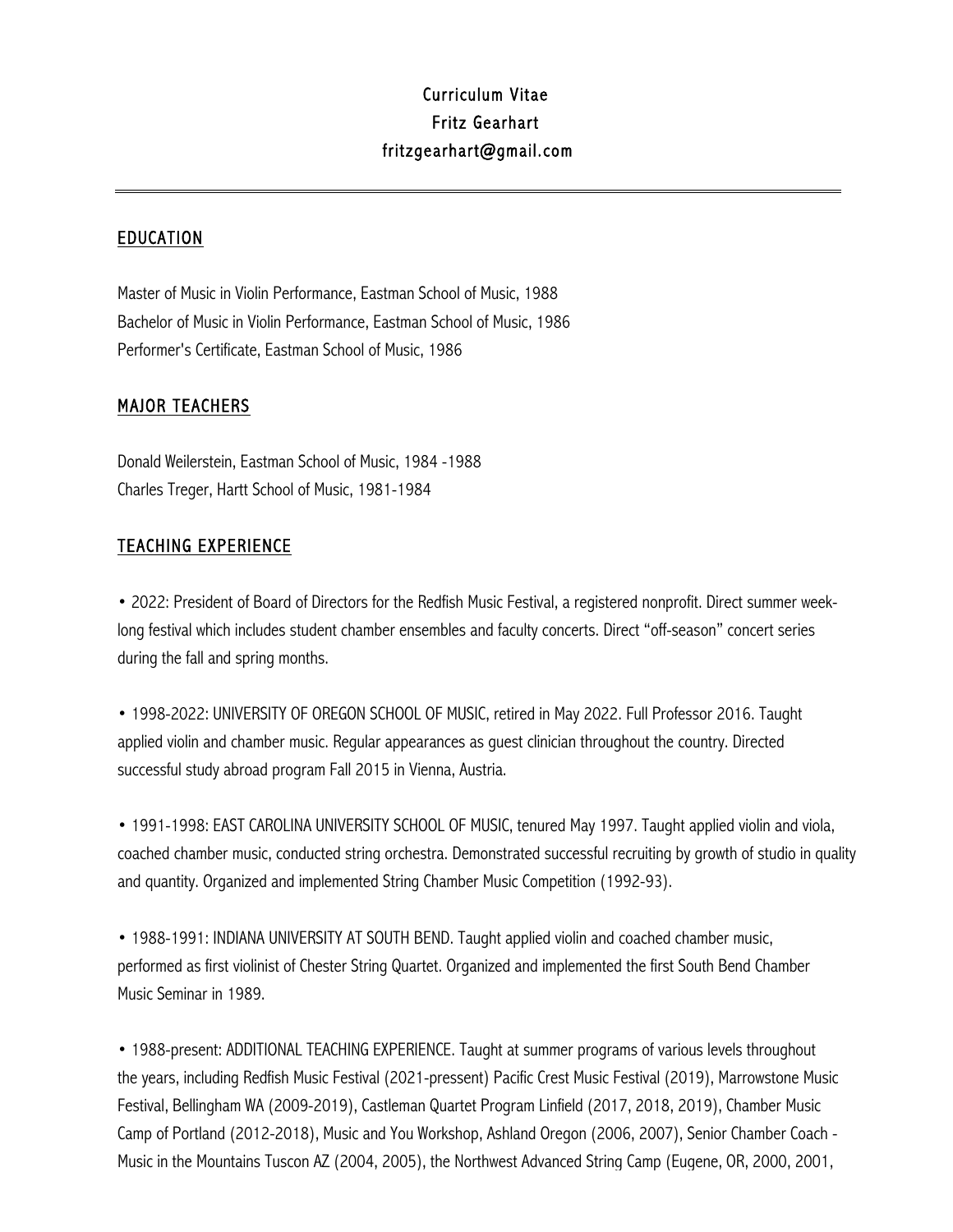# Curriculum Vitae
# Fritz Gearhart
fritzgearhart@gmail.com

---

## EDUCATION

Master of Music in Violin Performance, Eastman School of Music, 1988
Bachelor of Music in Violin Performance, Eastman School of Music, 1986
Performer's Certificate, Eastman School of Music, 1986

## MAJOR TEACHERS

Donald Weilerstein, Eastman School of Music, 1984 -1988
Charles Treger, Hartt School of Music, 1981-1984

## TEACHING EXPERIENCE

• 2022: President of Board of Directors for the Redfish Music Festival, a registered nonprofit. Direct summer week-long festival which includes student chamber ensembles and faculty concerts. Direct "off-season" concert series during the fall and spring months.

• 1998-2022: UNIVERSITY OF OREGON SCHOOL OF MUSIC, retired in May 2022. Full Professor 2016. Taught applied violin and chamber music. Regular appearances as guest clinician throughout the country. Directed successful study abroad program Fall 2015 in Vienna, Austria.

• 1991-1998: EAST CAROLINA UNIVERSITY SCHOOL OF MUSIC, tenured May 1997. Taught applied violin and viola, coached chamber music, conducted string orchestra. Demonstrated successful recruiting by growth of studio in quality and quantity. Organized and implemented String Chamber Music Competition (1992-93).

• 1988-1991: INDIANA UNIVERSITY AT SOUTH BEND. Taught applied violin and coached chamber music, performed as first violinist of Chester String Quartet. Organized and implemented the first South Bend Chamber Music Seminar in 1989.

• 1988-present: ADDITIONAL TEACHING EXPERIENCE. Taught at summer programs of various levels throughout the years, including Redfish Music Festival (2021-pressent) Pacific Crest Music Festival (2019), Marrowstone Music Festival, Bellingham WA (2009-2019), Castleman Quartet Program Linfield (2017, 2018, 2019), Chamber Music Camp of Portland (2012-2018), Music and You Workshop, Ashland Oregon (2006, 2007), Senior Chamber Coach - Music in the Mountains Tuscon AZ (2004, 2005), the Northwest Advanced String Camp (Eugene, OR, 2000, 2001,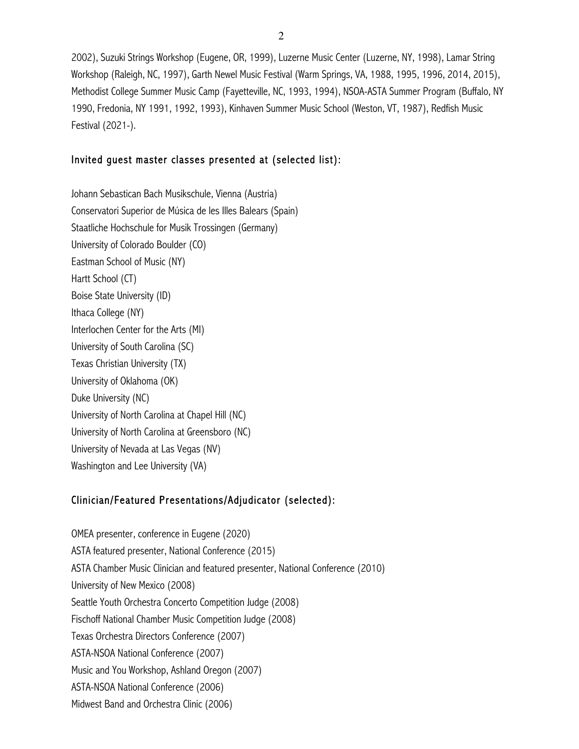2002), Suzuki Strings Workshop (Eugene, OR, 1999), Luzerne Music Center (Luzerne, NY, 1998), Lamar String Workshop (Raleigh, NC, 1997), Garth Newel Music Festival (Warm Springs, VA, 1988, 1995, 1996, 2014, 2015), Methodist College Summer Music Camp (Fayetteville, NC, 1993, 1994), NSOA-ASTA Summer Program (Buffalo, NY 1990, Fredonia, NY 1991, 1992, 1993), Kinhaven Summer Music School (Weston, VT, 1987), Redfish Music Festival (2021-).

## Invited guest master classes presented at (selected list):

Johann Sebastican Bach Musikschule, Vienna (Austria)
Conservatori Superior de Música de les Illes Balears (Spain)
Staatliche Hochschule for Musik Trossingen (Germany)
University of Colorado Boulder (CO)
Eastman School of Music (NY)
Hartt School (CT)
Boise State University (ID)
Ithaca College (NY)
Interlochen Center for the Arts (MI)
University of South Carolina (SC)
Texas Christian University (TX)
University of Oklahoma (OK)
Duke University (NC)
University of North Carolina at Chapel Hill (NC)
University of North Carolina at Greensboro (NC)
University of Nevada at Las Vegas (NV)
Washington and Lee University (VA)

## Clinician/Featured Presentations/Adjudicator (selected):

OMEA presenter, conference in Eugene (2020)
ASTA featured presenter, National Conference (2015)
ASTA Chamber Music Clinician and featured presenter, National Conference (2010)
University of New Mexico (2008)
Seattle Youth Orchestra Concerto Competition Judge (2008)
Fischoff National Chamber Music Competition Judge (2008)
Texas Orchestra Directors Conference (2007)
ASTA-NSOA National Conference (2007)
Music and You Workshop, Ashland Oregon (2007)
ASTA-NSOA National Conference (2006)
Midwest Band and Orchestra Clinic (2006)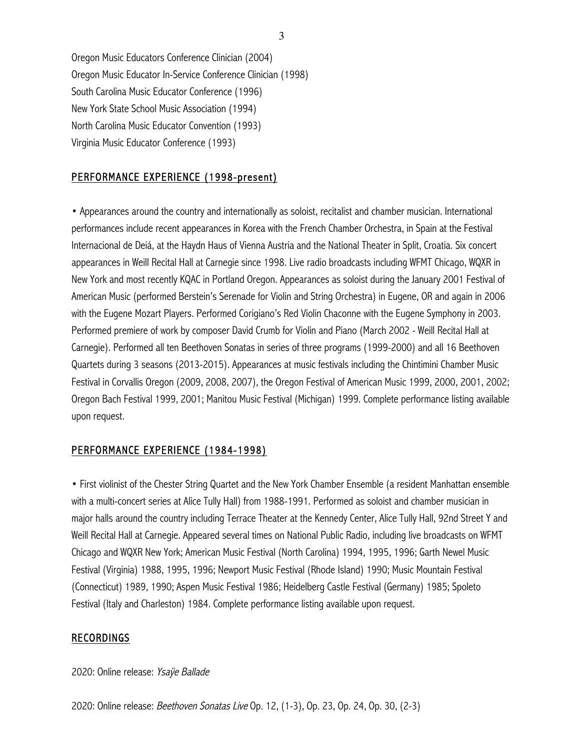Oregon Music Educators Conference Clinician (2004)
Oregon Music Educator In-Service Conference Clinician (1998)
South Carolina Music Educator Conference (1996)
New York State School Music Association (1994)
North Carolina Music Educator Convention (1993)
Virginia Music Educator Conference (1993)

## PERFORMANCE EXPERIENCE (1998-present)

• Appearances around the country and internationally as soloist, recitalist and chamber musician. International performances include recent appearances in Korea with the French Chamber Orchestra, in Spain at the Festival Internacional de Deiá, at the Haydn Haus of Vienna Austria and the National Theater in Split, Croatia. Six concert appearances in Weill Recital Hall at Carnegie since 1998. Live radio broadcasts including WFMT Chicago, WQXR in New York and most recently KQAC in Portland Oregon. Appearances as soloist during the January 2001 Festival of American Music (performed Berstein's Serenade for Violin and String Orchestra) in Eugene, OR and again in 2006 with the Eugene Mozart Players. Performed Corigiano's Red Violin Chaconne with the Eugene Symphony in 2003. Performed premiere of work by composer David Crumb for Violin and Piano (March 2002 - Weill Recital Hall at Carnegie). Performed all ten Beethoven Sonatas in series of three programs (1999-2000) and all 16 Beethoven Quartets during 3 seasons (2013-2015). Appearances at music festivals including the Chintimini Chamber Music Festival in Corvallis Oregon (2009, 2008, 2007), the Oregon Festival of American Music 1999, 2000, 2001, 2002; Oregon Bach Festival 1999, 2001; Manitou Music Festival (Michigan) 1999. Complete performance listing available upon request.

## PERFORMANCE EXPERIENCE (1984-1998)

• First violinist of the Chester String Quartet and the New York Chamber Ensemble (a resident Manhattan ensemble with a multi-concert series at Alice Tully Hall) from 1988-1991. Performed as soloist and chamber musician in major halls around the country including Terrace Theater at the Kennedy Center, Alice Tully Hall, 92nd Street Y and Weill Recital Hall at Carnegie. Appeared several times on National Public Radio, including live broadcasts on WFMT Chicago and WQXR New York; American Music Festival (North Carolina) 1994, 1995, 1996; Garth Newel Music Festival (Virginia) 1988, 1995, 1996; Newport Music Festival (Rhode Island) 1990; Music Mountain Festival (Connecticut) 1989, 1990; Aspen Music Festival 1986; Heidelberg Castle Festival (Germany) 1985; Spoleto Festival (Italy and Charleston) 1984. Complete performance listing available upon request.

## RECORDINGS

2020: Online release: *Ysaÿe Ballade*

2020: Online release: *Beethoven Sonatas Live* Op. 12, (1-3), Op. 23, Op. 24, Op. 30, (2-3)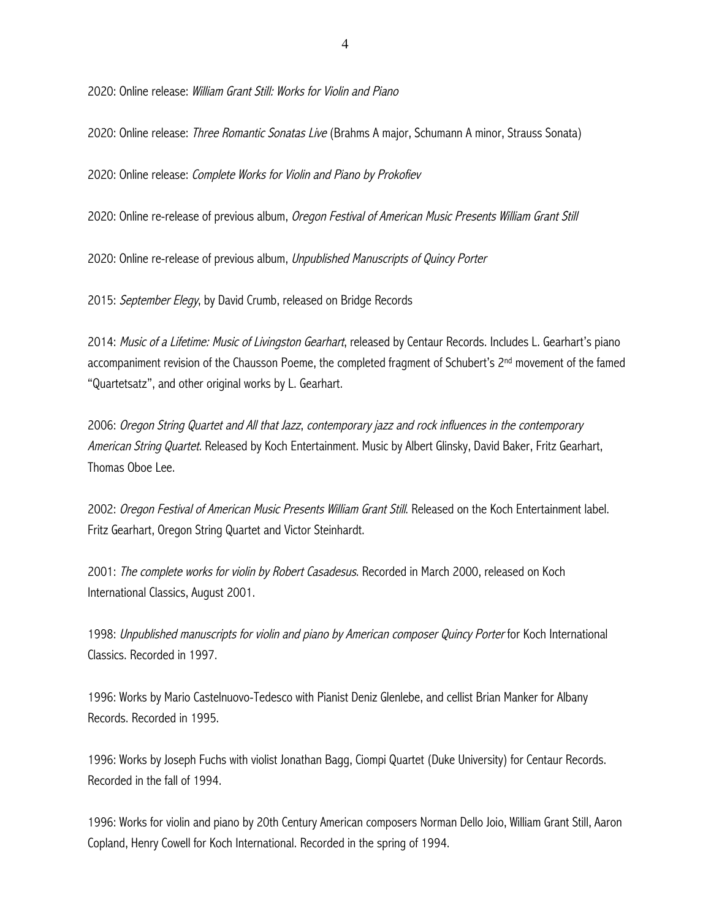2020: Online release: *William Grant Still: Works for Violin and Piano*

2020: Online release: *Three Romantic Sonatas Live* (Brahms A major, Schumann A minor, Strauss Sonata)

2020: Online release: *Complete Works for Violin and Piano by Prokofiev*

2020: Online re-release of previous album, *Oregon Festival of American Music Presents William Grant Still*

2020: Online re-release of previous album, *Unpublished Manuscripts of Quincy Porter*

2015: *September Elegy*, by David Crumb, released on Bridge Records

2014: *Music of a Lifetime: Music of Livingston Gearhart*, released by Centaur Records. Includes L. Gearhart's piano accompaniment revision of the Chausson Poeme, the completed fragment of Schubert's 2nd movement of the famed "Quartetsatz", and other original works by L. Gearhart.

2006: *Oregon String Quartet and All that Jazz*, *contemporary jazz and rock influences in the contemporary American String Quartet*. Released by Koch Entertainment. Music by Albert Glinsky, David Baker, Fritz Gearhart, Thomas Oboe Lee.

2002: *Oregon Festival of American Music Presents William Grant Still*. Released on the Koch Entertainment label. Fritz Gearhart, Oregon String Quartet and Victor Steinhardt.

2001: *The complete works for violin by Robert Casadesus*. Recorded in March 2000, released on Koch International Classics, August 2001.

1998: *Unpublished manuscripts for violin and piano by American composer Quincy Porter* for Koch International Classics. Recorded in 1997.

1996: Works by Mario Castelnuovo-Tedesco with Pianist Deniz Glenlebe, and cellist Brian Manker for Albany Records. Recorded in 1995.

1996: Works by Joseph Fuchs with violist Jonathan Bagg, Ciompi Quartet (Duke University) for Centaur Records. Recorded in the fall of 1994.

1996: Works for violin and piano by 20th Century American composers Norman Dello Joio, William Grant Still, Aaron Copland, Henry Cowell for Koch International. Recorded in the spring of 1994.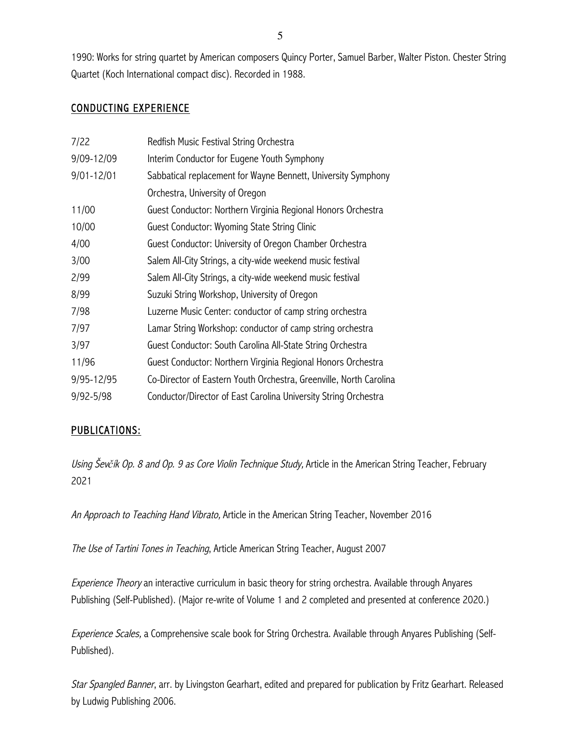1990: Works for string quartet by American composers Quincy Porter, Samuel Barber, Walter Piston. Chester String Quartet (Koch International compact disc). Recorded in 1988.

## CONDUCTING EXPERIENCE

| | |
|---|---|
| 7/22 | Redfish Music Festival String Orchestra |
| 9/09-12/09 | Interim Conductor for Eugene Youth Symphony |
| 9/01-12/01 | Sabbatical replacement for Wayne Bennett, University Symphony Orchestra, University of Oregon |
| 11/00 | Guest Conductor: Northern Virginia Regional Honors Orchestra |
| 10/00 | Guest Conductor: Wyoming State String Clinic |
| 4/00 | Guest Conductor: University of Oregon Chamber Orchestra |
| 3/00 | Salem All-City Strings, a city-wide weekend music festival |
| 2/99 | Salem All-City Strings, a city-wide weekend music festival |
| 8/99 | Suzuki String Workshop, University of Oregon |
| 7/98 | Luzerne Music Center: conductor of camp string orchestra |
| 7/97 | Lamar String Workshop: conductor of camp string orchestra |
| 3/97 | Guest Conductor: South Carolina All-State String Orchestra |
| 11/96 | Guest Conductor: Northern Virginia Regional Honors Orchestra |
| 9/95-12/95 | Co-Director of Eastern Youth Orchestra, Greenville, North Carolina |
| 9/92-5/98 | Conductor/Director of East Carolina University String Orchestra |

## PUBLICATIONS:

*Using Ševčík Op. 8 and Op. 9 as Core Violin Technique Study,* Article in the American String Teacher, February 2021

*An Approach to Teaching Hand Vibrato,* Article in the American String Teacher, November 2016

*The Use of Tartini Tones in Teaching*, Article American String Teacher, August 2007

*Experience Theory* an interactive curriculum in basic theory for string orchestra. Available through Anyares Publishing (Self-Published). (Major re-write of Volume 1 and 2 completed and presented at conference 2020.)

*Experience Scales,* a Comprehensive scale book for String Orchestra. Available through Anyares Publishing (Self-Published).

*Star Spangled Banner*, arr. by Livingston Gearhart, edited and prepared for publication by Fritz Gearhart. Released by Ludwig Publishing 2006.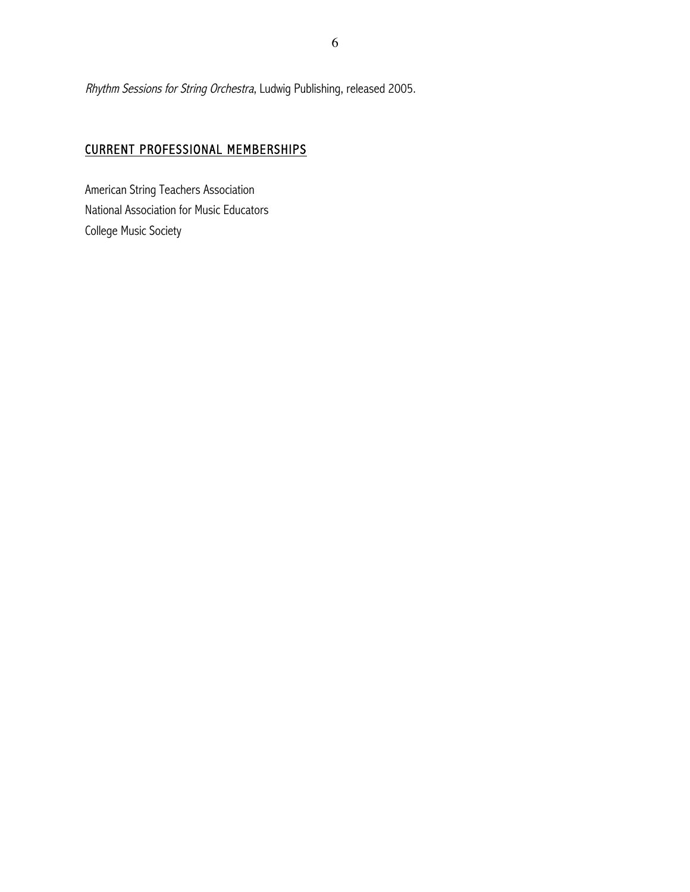*Rhythm Sessions for String Orchestra*, Ludwig Publishing, released 2005.

## CURRENT PROFESSIONAL MEMBERSHIPS

American String Teachers Association
National Association for Music Educators
College Music Society